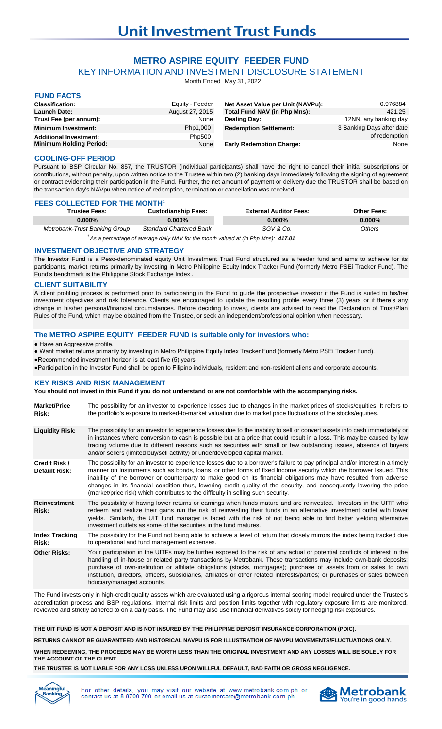# Unit Investment Trust Funds

## METRO ASPIRE EQUITY FEEDER FUND

### KEY INFORMATION AND INVESTMENT DISCLOSURE STATEMENT

Month Ended May 31, 2022

### FUND FACTS

| | | | |
|---|---|---|---|
| **Classification:** | Equity - Feeder | **Net Asset Value per Unit (NAVPu):** | 0.976884 |
| **Launch Date:** | August 27, 2015 | **Total Fund NAV (in Php Mns):** | 421.25 |
| **Trust Fee (per annum):** | None | **Dealing Day:** | 12NN, any banking day |
| **Minimum Investment:** | Php1,000 | **Redemption Settlement:** | 3 Banking Days after date of redemption |
| **Additional Investment:** | Php500 | | |
| **Minimum Holding Period:** | None | **Early Redemption Charge:** | None |

### COOLING-OFF PERIOD

Pursuant to BSP Circular No. 857, the TRUSTOR (individual participants) shall have the right to cancel their initial subscriptions or contributions, without penalty, upon written notice to the Trustee within two (2) banking days immediately following the signing of agreement or contract evidencing their participation in the Fund. Further, the net amount of payment or delivery due the TRUSTOR shall be based on the transaction day's NAVpu when notice of redemption, termination or cancellation was received.

### FEES COLLECTED FOR THE MONTH[1]

| Trustee Fees: | Custodianship Fees: | External Auditor Fees: | Other Fees: |
|---|---|---|---|
| **0.000%** | **0.000%** | **0.000%** | **0.000%** |
| *Metrobank-Trust Banking Group* | *Standard Chartered Bank* | *SGV & Co.* | *Others* |

*[1] As a percentage of average daily NAV for the month valued at (in Php Mns):* ***417.01***

### INVESTMENT OBJECTIVE AND STRATEGY

The Investor Fund is a Peso-denominated equity Unit Investment Trust Fund structured as a feeder fund and aims to achieve for its participants, market returns primarily by investing in Metro Philippine Equity Index Tracker Fund (formerly Metro PSEi Tracker Fund). The Fund's benchmark is the Philippine Stock Exchange Index .

### CLIENT SUITABILITY

A client profiling process is performed prior to participating in the Fund to guide the prospective investor if the Fund is suited to his/her investment objectives and risk tolerance. Clients are encouraged to update the resulting profile every three (3) years or if there's any change in his/her personal/financial circumstances. Before deciding to invest, clients are advised to read the Declaration of Trust/Plan Rules of the Fund, which may be obtained from the Trustee, or seek an independent/professional opinion when necessary.

### The METRO ASPIRE EQUITY FEEDER FUND is suitable only for investors who:

- Have an Aggressive profile.
- Want market returns primarily by investing in Metro Philippine Equity Index Tracker Fund (formerly Metro PSEi Tracker Fund).
- Recommended investment horizon is at least five (5) years
- Participation in the Investor Fund shall be open to Filipino individuals, resident and non-resident aliens and corporate accounts.

### KEY RISKS AND RISK MANAGEMENT

**You should not invest in this Fund if you do not understand or are not comfortable with the accompanying risks.**

| | |
|---|---|
| **Market/Price Risk:** | The possibility for an investor to experience losses due to changes in the market prices of stocks/equities. It refers to the portfolio's exposure to marked-to-market valuation due to market price fluctuations of the stocks/equities. |
| **Liquidity Risk:** | The possibility for an investor to experience losses due to the inability to sell or convert assets into cash immediately or in instances where conversion to cash is possible but at a price that could result in a loss. This may be caused by low trading volume due to different reasons such as securities with small or few outstanding issues, absence of buyers and/or sellers (limited buy/sell activity) or underdeveloped capital market. |
| **Credit Risk / Default Risk:** | The possibility for an investor to experience losses due to a borrower's failure to pay principal and/or interest in a timely manner on instruments such as bonds, loans, or other forms of fixed income security which the borrower issued. This inability of the borrower or counterparty to make good on its financial obligations may have resulted from adverse changes in its financial condition thus, lowering credit quality of the security, and consequently lowering the price (market/price risk) which contributes to the difficulty in selling such security. |
| **Reinvestment Risk:** | The possibility of having lower returns or earnings when funds mature and are reinvested. Investors in the UITF who redeem and realize their gains run the risk of reinvesting their funds in an alternative investment outlet with lower yields. Similarly, the UIT fund manager is faced with the risk of not being able to find better yielding alternative investment outlets as some of the securities in the fund matures. |
| **Index Tracking Risk:** | The possibility for the Fund not being able to achieve a level of return that closely mirrors the index being tracked due to operational and fund management expenses. |
| **Other Risks:** | Your participation in the UITFs may be further exposed to the risk of any actual or potential conflicts of interest in the handling of in-house or related party transactions by Metrobank. These transactions may include own-bank deposits; purchase of own-institution or affiliate obligations (stocks, mortgages); purchase of assets from or sales to own institution, directors, officers, subsidiaries, affiliates or other related interests/parties; or purchases or sales between fiduciary/managed accounts. |

The Fund invests only in high-credit quality assets which are evaluated using a rigorous internal scoring model required under the Trustee's accreditation process and BSP regulations. Internal risk limits and position limits together with regulatory exposure limits are monitored, reviewed and strictly adhered to on a daily basis. The Fund may also use financial derivatives solely for hedging risk exposures.

**THE UIT FUND IS NOT A DEPOSIT AND IS NOT INSURED BY THE PHILIPPINE DEPOSIT INSURANCE CORPORATION (PDIC).**

**RETURNS CANNOT BE GUARANTEED AND HISTORICAL NAVPU IS FOR ILLUSTRATION OF NAVPU MOVEMENTS/FLUCTUATIONS ONLY.**

**WHEN REDEEMING, THE PROCEEDS MAY BE WORTH LESS THAN THE ORIGINAL INVESTMENT AND ANY LOSSES WILL BE SOLELY FOR THE ACCOUNT OF THE CLIENT.**

**THE TRUSTEE IS NOT LIABLE FOR ANY LOSS UNLESS UPON WILLFUL DEFAULT, BAD FAITH OR GROSS NEGLIGENCE.**

For other details, you may visit our website at www.metrobank.com.ph or contact us at 8-8700-700 or email us at customercare@metrobank.com.ph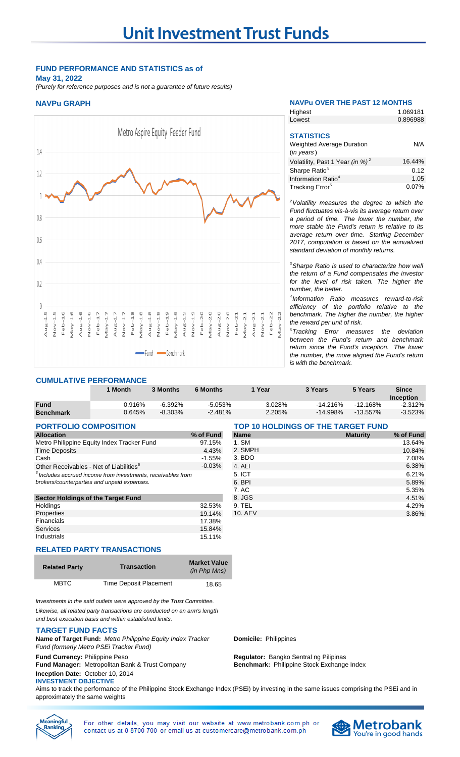# Unit Investment Trust Funds

## FUND PERFORMANCE AND STATISTICS as of May 31, 2022

*(Purely for reference purposes and is not a guarantee of future results)*

### NAVPu GRAPH

### NAVPu OVER THE PAST 12 MONTHS

| | |
|---|---|
| Highest | 1.069181 |
| Lowest | 0.896988 |

### STATISTICS

| | |
|---|---|
| Weighted Average Duration (*in years*) | N/A |
| Volatility, Past 1 Year (*in %*)[2] | 16.44% |
| Sharpe Ratio[3] | 0.12 |
| Information Ratio[4] | 1.05 |
| Tracking Error[5] | 0.07% |

*[2]Volatility measures the degree to which the Fund fluctuates vis-à-vis its average return over a period of time. The lower the number, the more stable the Fund's return is relative to its average return over time. Starting December 2017, computation is based on the annualized standard deviation of monthly returns.*

*[3]Sharpe Ratio is used to characterize how well the return of a Fund compensates the investor for the level of risk taken. The higher the number, the better.*

*[4]Information Ratio measures reward-to-risk efficiency of the portfolio relative to the benchmark. The higher the number, the higher the reward per unit of risk.*

*[5]Tracking Error measures the deviation between the Fund's return and benchmark return since the Fund's inception. The lower the number, the more aligned the Fund's return is with the benchmark.*

### CUMULATIVE PERFORMANCE

| | 1 Month | 3 Months | 6 Months | 1 Year | 3 Years | 5 Years | Since Inception |
|---|---|---|---|---|---|---|---|
| **Fund** | 0.916% | -6.392% | -5.053% | 3.028% | -14.216% | -12.168% | -2.312% |
| **Benchmark** | 0.645% | -8.303% | -2.481% | 2.205% | -14.998% | -13.557% | -3.523% |

### PORTFOLIO COMPOSITION

| Allocation | % of Fund |
|---|---|
| Metro Philippine Equity Index Tracker Fund | 97.15% |
| Time Deposits | 4.43% |
| Cash | -1.55% |
| Other Receivables - Net of Liabilities[6] | -0.03% |

*[6]Includes accrued income from investments, receivables from brokers/counterparties and unpaid expenses.*

| Sector Holdings of the Target Fund | |
|---|---|
| Holdings | 32.53% |
| Properties | 19.14% |
| Financials | 17.38% |
| Services | 15.84% |
| Industrials | 15.11% |

### TOP 10 HOLDINGS OF THE TARGET FUND

| Name | Maturity | % of Fund |
|---|---|---|
| 1. SM | | 13.64% |
| 2. SMPH | | 10.84% |
| 3. BDO | | 7.08% |
| 4. ALI | | 6.38% |
| 5. ICT | | 6.21% |
| 6. BPI | | 5.89% |
| 7. AC | | 5.35% |
| 8. JGS | | 4.51% |
| 9. TEL | | 4.29% |
| 10. AEV | | 3.86% |

### RELATED PARTY TRANSACTIONS

| Related Party | Transaction | Market Value (*in Php Mns*) |
|---|---|---|
| MBTC | Time Deposit Placement | 18.65 |

*Investments in the said outlets were approved by the Trust Committee. Likewise, all related party transactions are conducted on an arm's length and best execution basis and within established limits.*

### TARGET FUND FACTS

**Name of Target Fund:** *Metro Philippine Equity Index Tracker Fund (formerly Metro PSEi Tracker Fund)*

**Domicile:** Philippines

**Fund Currency:** Philippine Peso

**Regulator:** Bangko Sentral ng Pilipinas

**Fund Manager:** Metropolitan Bank & Trust Company

**Benchmark:** Philippine Stock Exchange Index

**Inception Date:** October 10, 2014

**INVESTMENT OBJECTIVE**

Aims to track the performance of the Philippine Stock Exchange Index (PSEi) by investing in the same issues comprising the PSEi and in approximately the same weights

For other details, you may visit our website at www.metrobank.com.ph or contact us at 8-8700-700 or email us at customercare@metrobank.com.ph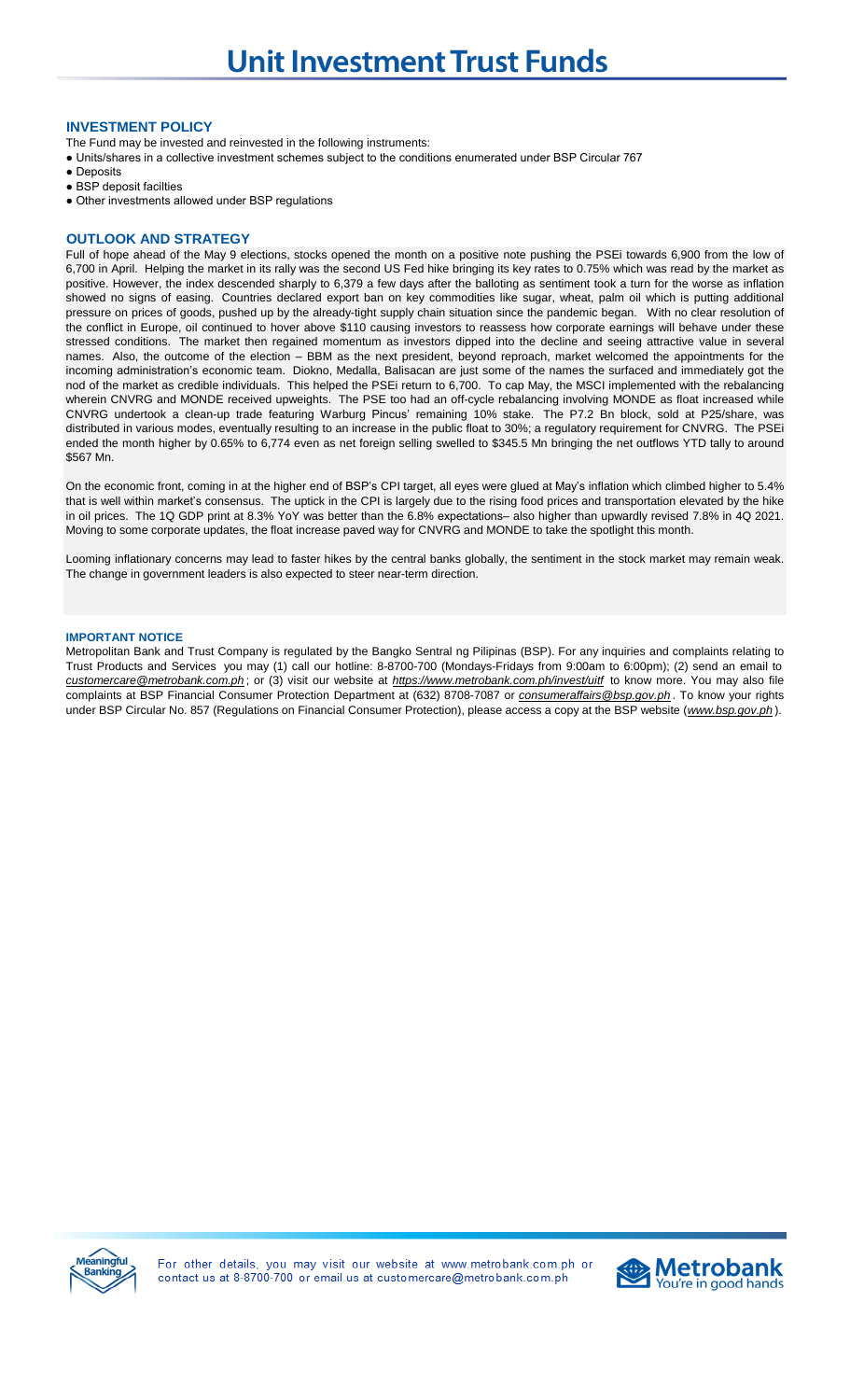# Unit Investment Trust Funds

## INVESTMENT POLICY

The Fund may be invested and reinvested in the following instruments:

- Units/shares in a collective investment schemes subject to the conditions enumerated under BSP Circular 767
- Deposits
- BSP deposit facilties
- Other investments allowed under BSP regulations

## OUTLOOK AND STRATEGY

Full of hope ahead of the May 9 elections, stocks opened the month on a positive note pushing the PSEi towards 6,900 from the low of 6,700 in April. Helping the market in its rally was the second US Fed hike bringing its key rates to 0.75% which was read by the market as positive. However, the index descended sharply to 6,379 a few days after the balloting as sentiment took a turn for the worse as inflation showed no signs of easing. Countries declared export ban on key commodities like sugar, wheat, palm oil which is putting additional pressure on prices of goods, pushed up by the already-tight supply chain situation since the pandemic began. With no clear resolution of the conflict in Europe, oil continued to hover above $110 causing investors to reassess how corporate earnings will behave under these stressed conditions. The market then regained momentum as investors dipped into the decline and seeing attractive value in several names. Also, the outcome of the election – BBM as the next president, beyond reproach, market welcomed the appointments for the incoming administration's economic team. Diokno, Medalla, Balisacan are just some of the names the surfaced and immediately got the nod of the market as credible individuals. This helped the PSEi return to 6,700. To cap May, the MSCI implemented with the rebalancing wherein CNVRG and MONDE received upweights. The PSE too had an off-cycle rebalancing involving MONDE as float increased while CNVRG undertook a clean-up trade featuring Warburg Pincus' remaining 10% stake. The P7.2 Bn block, sold at P25/share, was distributed in various modes, eventually resulting to an increase in the public float to 30%; a regulatory requirement for CNVRG. The PSEi ended the month higher by 0.65% to 6,774 even as net foreign selling swelled to $345.5 Mn bringing the net outflows YTD tally to around $567 Mn.

On the economic front, coming in at the higher end of BSP's CPI target, all eyes were glued at May's inflation which climbed higher to 5.4% that is well within market's consensus. The uptick in the CPI is largely due to the rising food prices and transportation elevated by the hike in oil prices. The 1Q GDP print at 8.3% YoY was better than the 6.8% expectations– also higher than upwardly revised 7.8% in 4Q 2021. Moving to some corporate updates, the float increase paved way for CNVRG and MONDE to take the spotlight this month.

Looming inflationary concerns may lead to faster hikes by the central banks globally, the sentiment in the stock market may remain weak. The change in government leaders is also expected to steer near-term direction.

### IMPORTANT NOTICE

Metropolitan Bank and Trust Company is regulated by the Bangko Sentral ng Pilipinas (BSP). For any inquiries and complaints relating to Trust Products and Services you may (1) call our hotline: 8-8700-700 (Mondays-Fridays from 9:00am to 6:00pm); (2) send an email to *customercare@metrobank.com.ph*; or (3) visit our website at *https://www.metrobank.com.ph/invest/uitf* to know more. You may also file complaints at BSP Financial Consumer Protection Department at (632) 8708-7087 or *consumeraffairs@bsp.gov.ph*. To know your rights under BSP Circular No. 857 (Regulations on Financial Consumer Protection), please access a copy at the BSP website (*www.bsp.gov.ph*).

For other details, you may visit our website at www.metrobank.com.ph or contact us at 8-8700-700 or email us at customercare@metrobank.com.ph